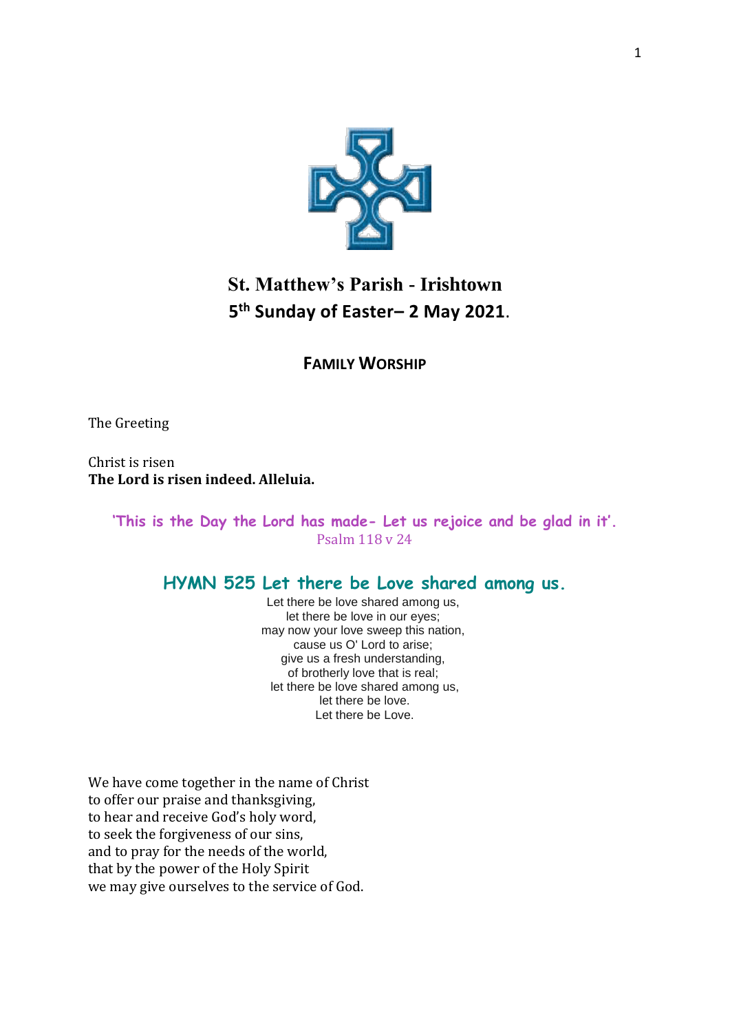# St. Matthew's Parish - Irishtown

## 5th Sunday of Easter– 2 May 2021.

### FAMILY WORSHIP

The Greeting

Christ is risen
**The Lord is risen indeed. Alleluia.**

'This is the Day the Lord has made- Let us rejoice and be glad in it'.
Psalm 118 v 24

## HYMN 525 Let there be Love shared among us.

Let there be love shared among us,
let there be love in our eyes;
may now your love sweep this nation,
cause us O' Lord to arise;
give us a fresh understanding,
of brotherly love that is real;
let there be love shared among us,
let there be love.
Let there be Love.

We have come together in the name of Christ
to offer our praise and thanksgiving,
to hear and receive God's holy word,
to seek the forgiveness of our sins,
and to pray for the needs of the world,
that by the power of the Holy Spirit
we may give ourselves to the service of God.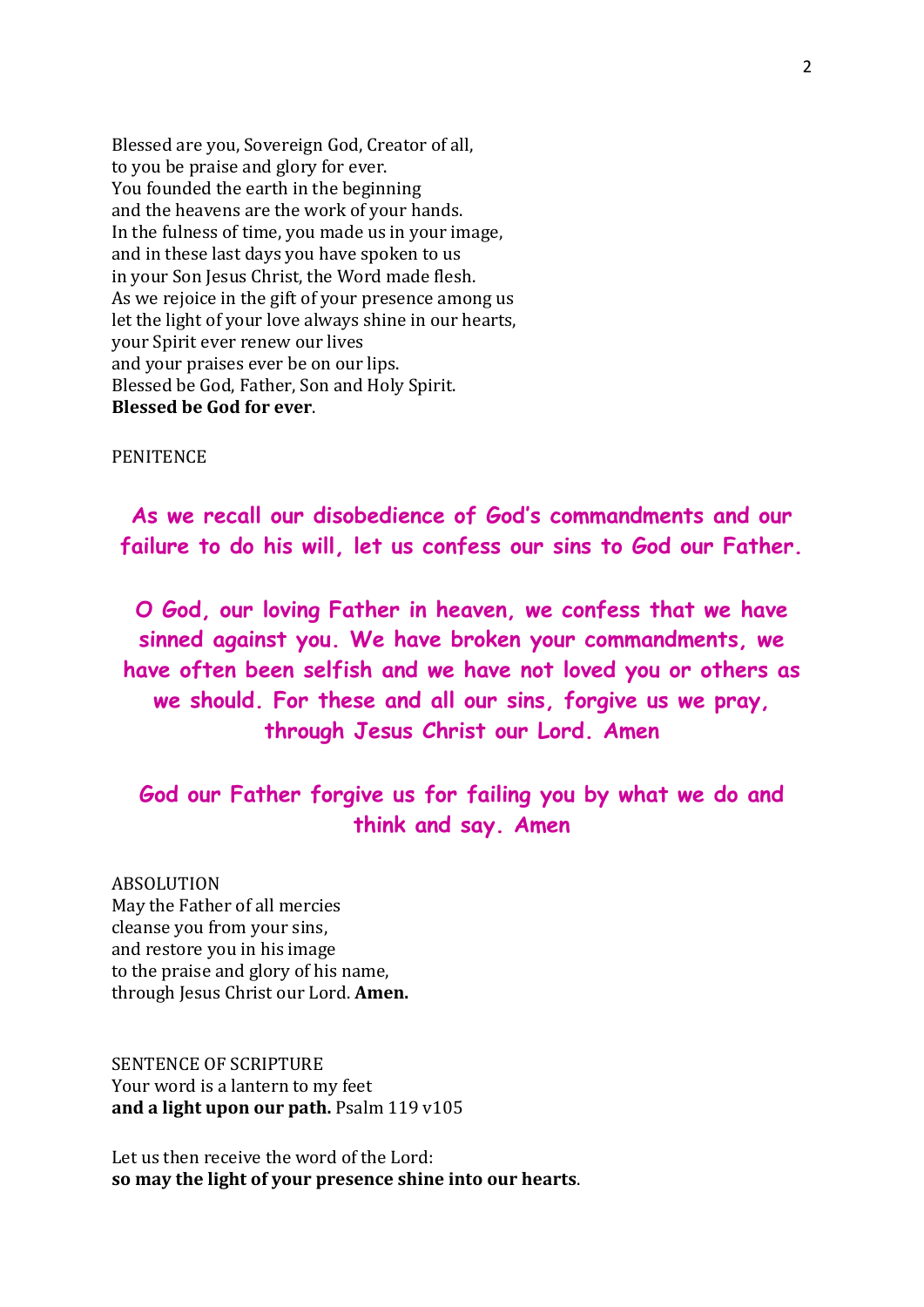Blessed are you, Sovereign God, Creator of all,
to you be praise and glory for ever.
You founded the earth in the beginning
and the heavens are the work of your hands.
In the fulness of time, you made us in your image,
and in these last days you have spoken to us
in your Son Jesus Christ, the Word made flesh.
As we rejoice in the gift of your presence among us
let the light of your love always shine in our hearts,
your Spirit ever renew our lives
and your praises ever be on our lips.
Blessed be God, Father, Son and Holy Spirit.
**Blessed be God for ever**.

PENITENCE

**As we recall our disobedience of God's commandments and our failure to do his will, let us confess our sins to God our Father.**

**O God, our loving Father in heaven, we confess that we have sinned against you. We have broken your commandments, we have often been selfish and we have not loved you or others as we should. For these and all our sins, forgive us we pray, through Jesus Christ our Lord. Amen**

**God our Father forgive us for failing you by what we do and think and say. Amen**

ABSOLUTION
May the Father of all mercies
cleanse you from your sins,
and restore you in his image
to the praise and glory of his name,
through Jesus Christ our Lord. **Amen.**

SENTENCE OF SCRIPTURE
Your word is a lantern to my feet
**and a light upon our path.** Psalm 119 v105

Let us then receive the word of the Lord:
**so may the light of your presence shine into our hearts**.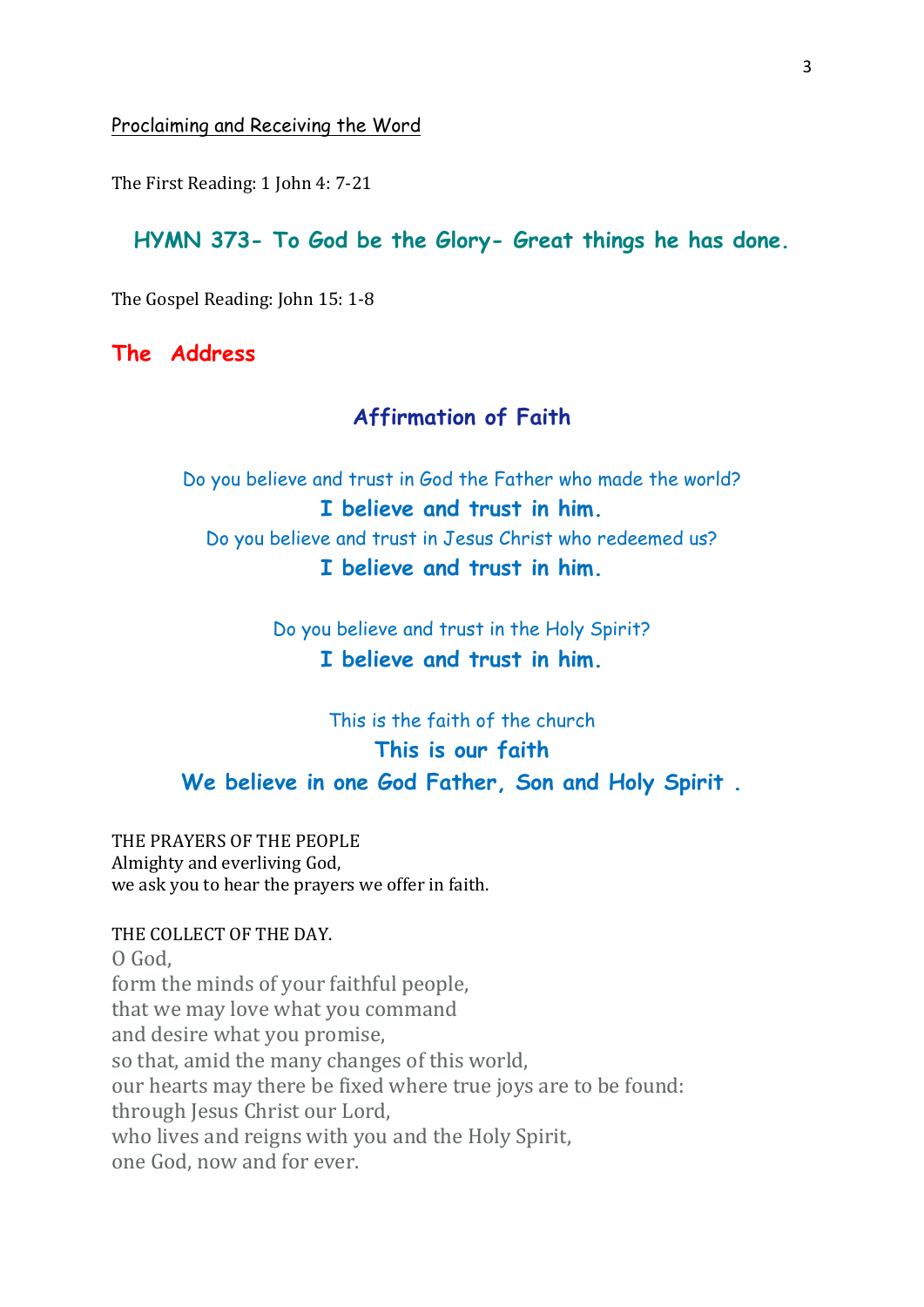Proclaiming and Receiving the Word

The First Reading: 1 John 4: 7-21

## HYMN 373- To God be the Glory- Great things he has done.

The Gospel Reading: John 15: 1-8

## The Address

## Affirmation of Faith

Do you believe and trust in God the Father who made the world?
**I believe and trust in him.**
Do you believe and trust in Jesus Christ who redeemed us?
**I believe and trust in him.**

Do you believe and trust in the Holy Spirit?
**I believe and trust in him.**

This is the faith of the church
**This is our faith**
**We believe in one God Father, Son and Holy Spirit .**

THE PRAYERS OF THE PEOPLE
Almighty and everliving God,
we ask you to hear the prayers we offer in faith.

THE COLLECT OF THE DAY.
O God,
form the minds of your faithful people,
that we may love what you command
and desire what you promise,
so that, amid the many changes of this world,
our hearts may there be fixed where true joys are to be found:
through Jesus Christ our Lord,
who lives and reigns with you and the Holy Spirit,
one God, now and for ever.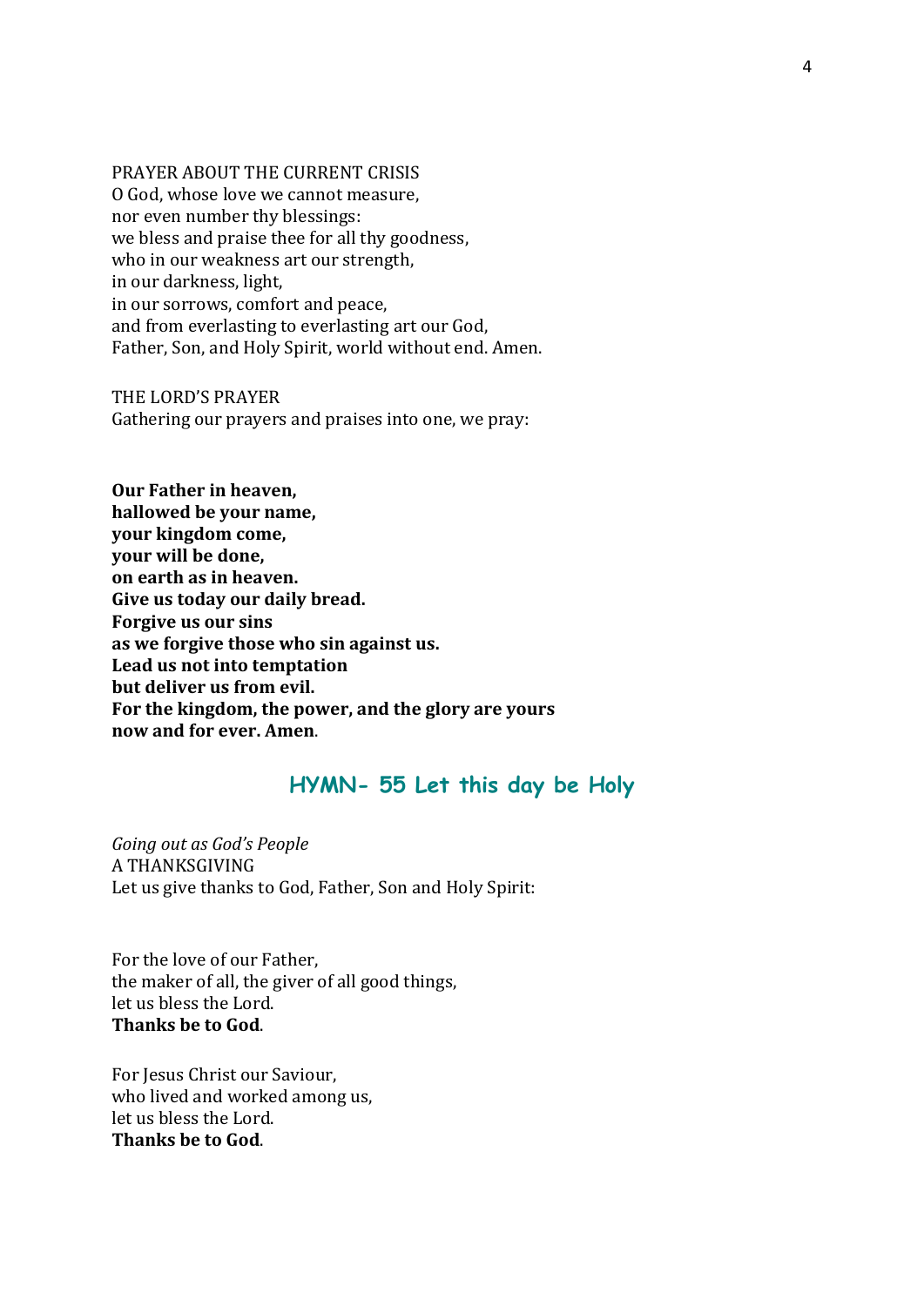PRAYER ABOUT THE CURRENT CRISIS
O God, whose love we cannot measure,
nor even number thy blessings:
we bless and praise thee for all thy goodness,
who in our weakness art our strength,
in our darkness, light,
in our sorrows, comfort and peace,
and from everlasting to everlasting art our God,
Father, Son, and Holy Spirit, world without end. Amen.

THE LORD'S PRAYER
Gathering our prayers and praises into one, we pray:

**Our Father in heaven,**
**hallowed be your name,**
**your kingdom come,**
**your will be done,**
**on earth as in heaven.**
**Give us today our daily bread.**
**Forgive us our sins**
**as we forgive those who sin against us.**
**Lead us not into temptation**
**but deliver us from evil.**
**For the kingdom, the power, and the glory are yours**
**now and for ever. Amen**.

## HYMN- 55 Let this day be Holy

*Going out as God's People*
A THANKSGIVING
Let us give thanks to God, Father, Son and Holy Spirit:

For the love of our Father,
the maker of all, the giver of all good things,
let us bless the Lord.
**Thanks be to God**.

For Jesus Christ our Saviour,
who lived and worked among us,
let us bless the Lord.
**Thanks be to God**.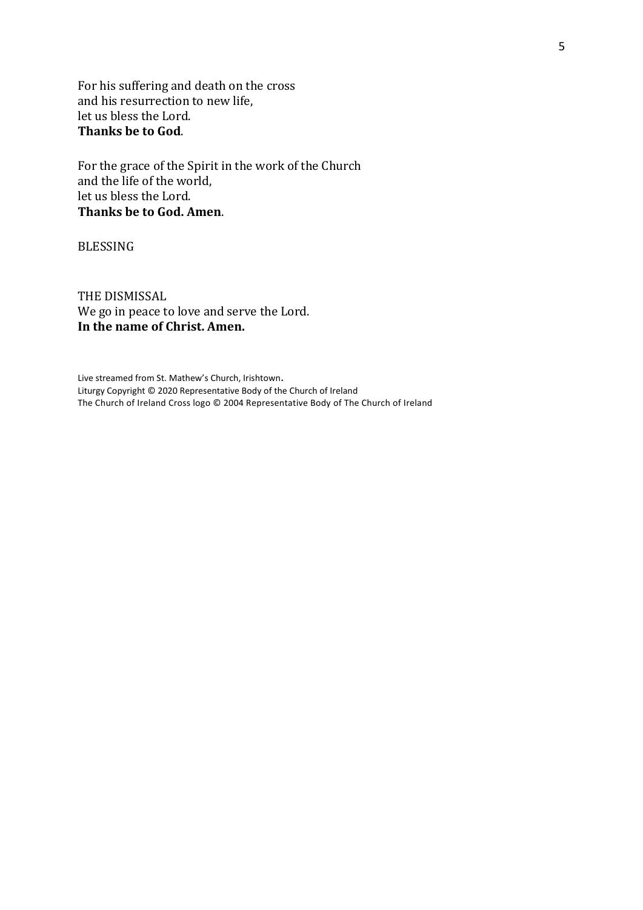For his suffering and death on the cross
and his resurrection to new life,
let us bless the Lord.
**Thanks be to God**.

For the grace of the Spirit in the work of the Church
and the life of the world,
let us bless the Lord.
**Thanks be to God. Amen**.

BLESSING

THE DISMISSAL
We go in peace to love and serve the Lord.
**In the name of Christ. Amen.**

Live streamed from St. Mathew's Church, Irishtown.
Liturgy Copyright © 2020 Representative Body of the Church of Ireland
The Church of Ireland Cross logo © 2004 Representative Body of The Church of Ireland